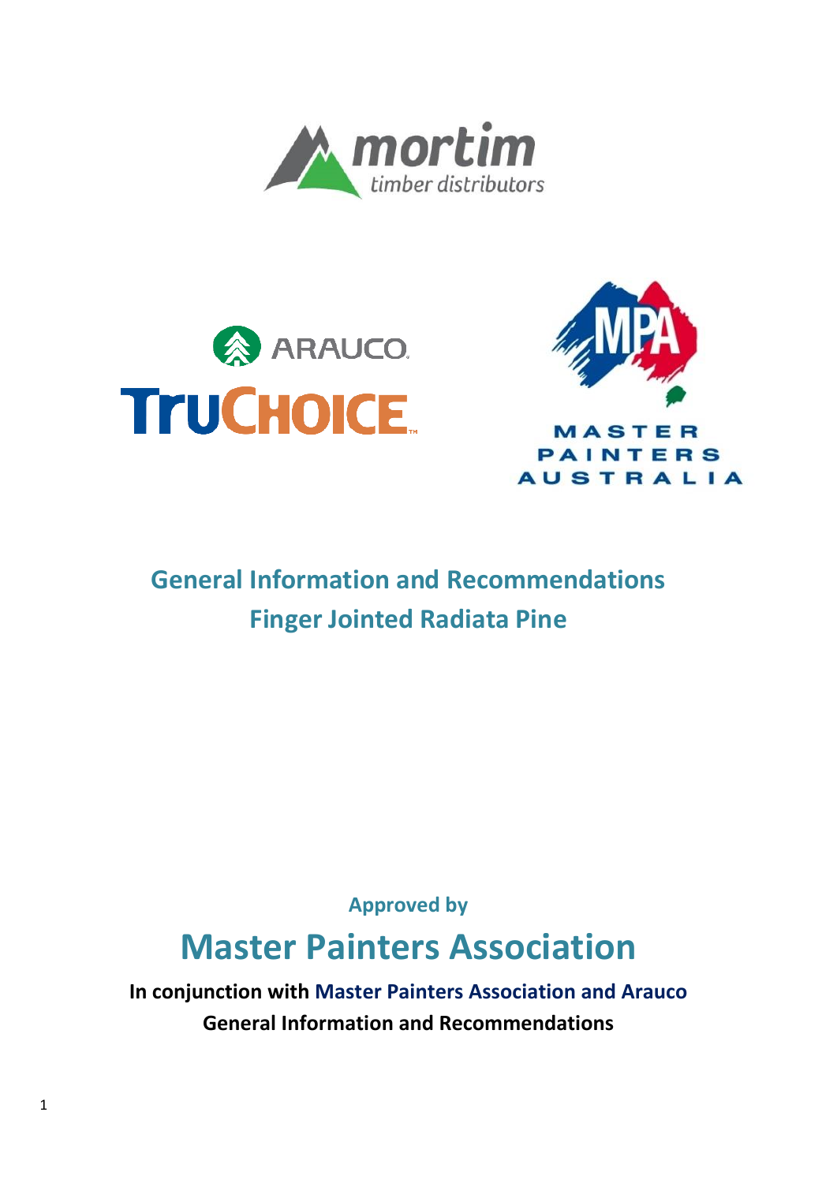# General Information and Recommendations
# Finger Jointed Radiata Pine

**Approved by**

## Master Painters Association

**In conjunction with Master Painters Association and Arauco**
**General Information and Recommendations**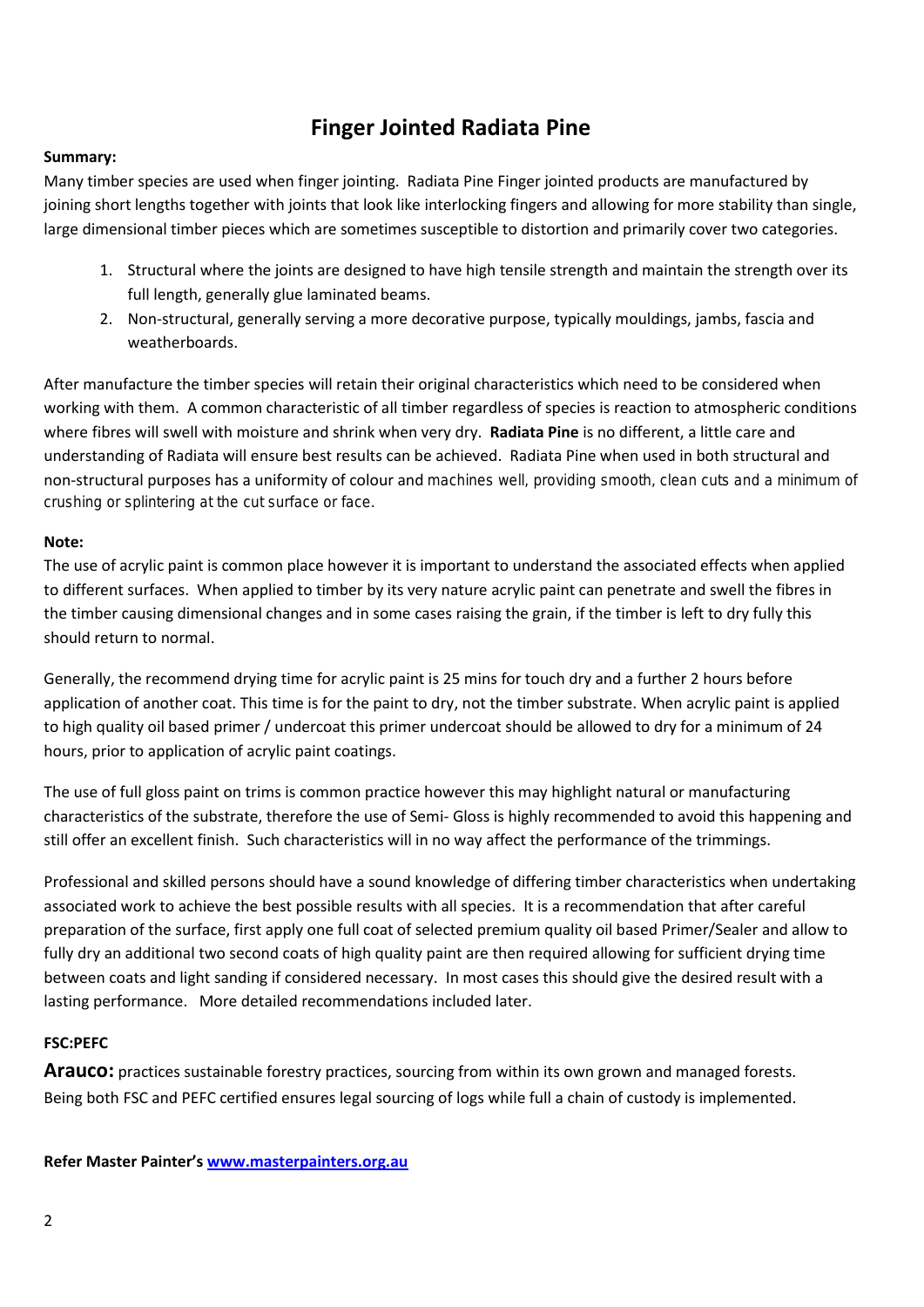# Finger Jointed Radiata Pine

**Summary:**

Many timber species are used when finger jointing. Radiata Pine Finger jointed products are manufactured by joining short lengths together with joints that look like interlocking fingers and allowing for more stability than single, large dimensional timber pieces which are sometimes susceptible to distortion and primarily cover two categories.

1. Structural where the joints are designed to have high tensile strength and maintain the strength over its full length, generally glue laminated beams.
2. Non-structural, generally serving a more decorative purpose, typically mouldings, jambs, fascia and weatherboards.

After manufacture the timber species will retain their original characteristics which need to be considered when working with them. A common characteristic of all timber regardless of species is reaction to atmospheric conditions where fibres will swell with moisture and shrink when very dry. **Radiata Pine** is no different, a little care and understanding of Radiata will ensure best results can be achieved. Radiata Pine when used in both structural and non-structural purposes has a uniformity of colour and machines well, providing smooth, clean cuts and a minimum of crushing or splintering at the cut surface or face.

**Note:**

The use of acrylic paint is common place however it is important to understand the associated effects when applied to different surfaces. When applied to timber by its very nature acrylic paint can penetrate and swell the fibres in the timber causing dimensional changes and in some cases raising the grain, if the timber is left to dry fully this should return to normal.

Generally, the recommend drying time for acrylic paint is 25 mins for touch dry and a further 2 hours before application of another coat. This time is for the paint to dry, not the timber substrate. When acrylic paint is applied to high quality oil based primer / undercoat this primer undercoat should be allowed to dry for a minimum of 24 hours, prior to application of acrylic paint coatings.

The use of full gloss paint on trims is common practice however this may highlight natural or manufacturing characteristics of the substrate, therefore the use of Semi- Gloss is highly recommended to avoid this happening and still offer an excellent finish. Such characteristics will in no way affect the performance of the trimmings.

Professional and skilled persons should have a sound knowledge of differing timber characteristics when undertaking associated work to achieve the best possible results with all species. It is a recommendation that after careful preparation of the surface, first apply one full coat of selected premium quality oil based Primer/Sealer and allow to fully dry an additional two second coats of high quality paint are then required allowing for sufficient drying time between coats and light sanding if considered necessary. In most cases this should give the desired result with a lasting performance. More detailed recommendations included later.

**FSC:PEFC**

**Arauco:** practices sustainable forestry practices, sourcing from within its own grown and managed forests. Being both FSC and PEFC certified ensures legal sourcing of logs while full a chain of custody is implemented.

**Refer Master Painter's [www.masterpainters.org.au](http://www.masterpainters.org.au)**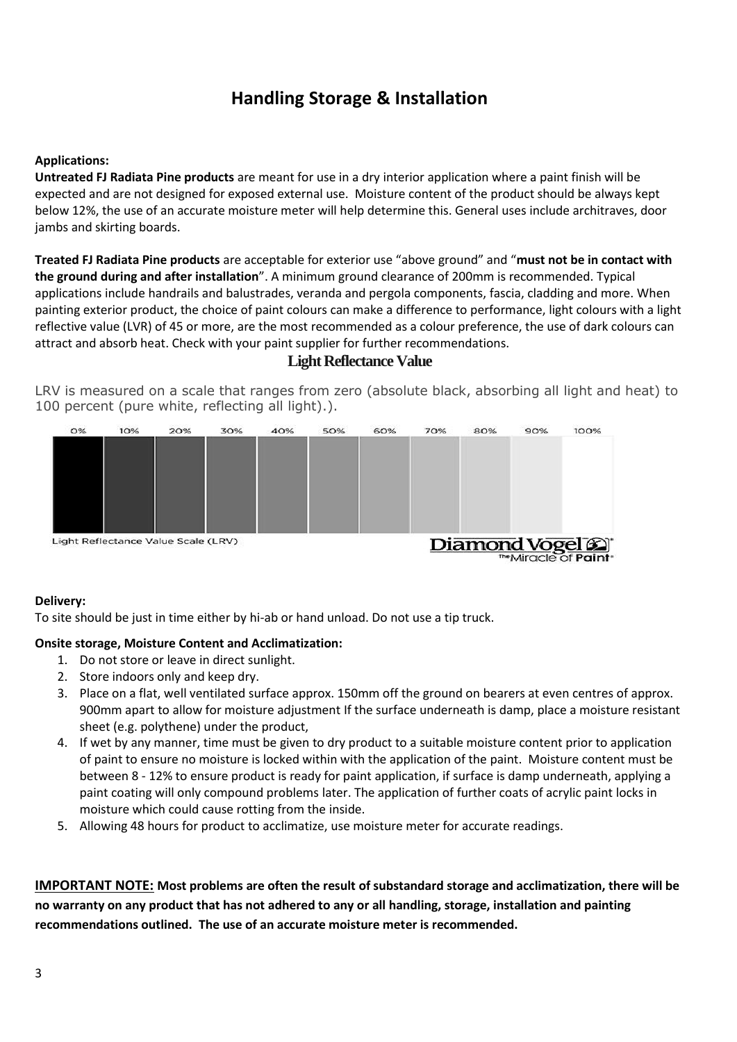# Handling Storage & Installation

**Applications:**

**Untreated FJ Radiata Pine products** are meant for use in a dry interior application where a paint finish will be expected and are not designed for exposed external use. Moisture content of the product should be always kept below 12%, the use of an accurate moisture meter will help determine this. General uses include architraves, door jambs and skirting boards.

**Treated FJ Radiata Pine products** are acceptable for exterior use "above ground" and "**must not be in contact with the ground during and after installation**". A minimum ground clearance of 200mm is recommended. Typical applications include handrails and balustrades, veranda and pergola components, fascia, cladding and more. When painting exterior product, the choice of paint colours can make a difference to performance, light colours with a light reflective value (LVR) of 45 or more, are the most recommended as a colour preference, the use of dark colours can attract and absorb heat. Check with your paint supplier for further recommendations.

## Light Reflectance Value

LRV is measured on a scale that ranges from zero (absolute black, absorbing all light and heat) to 100 percent (pure white, reflecting all light).).

0% 10% 20% 30% 40% 50% 60% 70% 80% 90% 100%

Light Reflectance Value Scale (LRV)

Diamond Vogel The Miracle of Paint

**Delivery:**

To site should be just in time either by hi-ab or hand unload. Do not use a tip truck.

**Onsite storage, Moisture Content and Acclimatization:**

1. Do not store or leave in direct sunlight.
2. Store indoors only and keep dry.
3. Place on a flat, well ventilated surface approx. 150mm off the ground on bearers at even centres of approx. 900mm apart to allow for moisture adjustment If the surface underneath is damp, place a moisture resistant sheet (e.g. polythene) under the product,
4. If wet by any manner, time must be given to dry product to a suitable moisture content prior to application of paint to ensure no moisture is locked within with the application of the paint. Moisture content must be between 8 - 12% to ensure product is ready for paint application, if surface is damp underneath, applying a paint coating will only compound problems later. The application of further coats of acrylic paint locks in moisture which could cause rotting from the inside.
5. Allowing 48 hours for product to acclimatize, use moisture meter for accurate readings.

**IMPORTANT NOTE: Most problems are often the result of substandard storage and acclimatization, there will be no warranty on any product that has not adhered to any or all handling, storage, installation and painting recommendations outlined. The use of an accurate moisture meter is recommended.**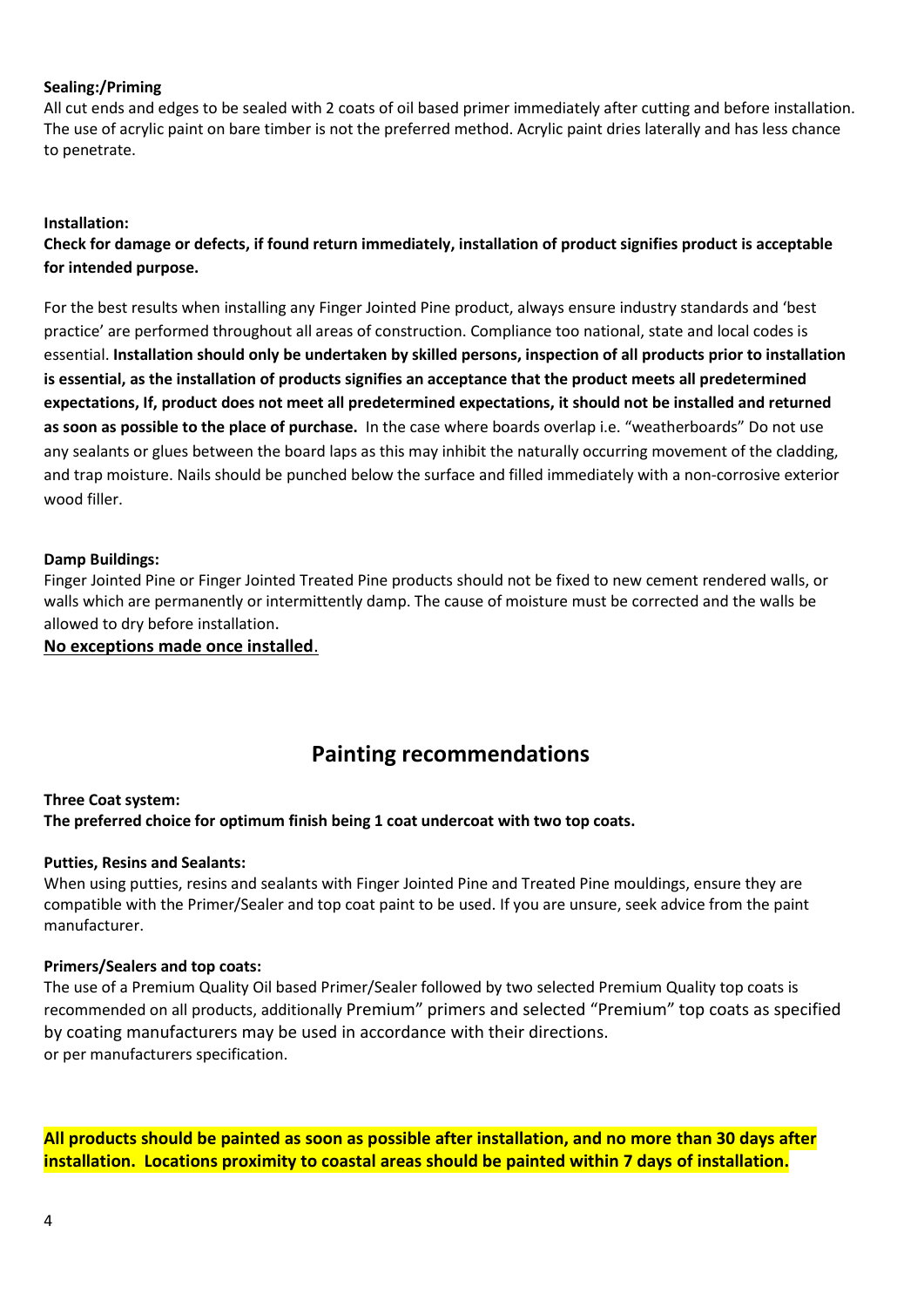**Sealing:/Priming**

All cut ends and edges to be sealed with 2 coats of oil based primer immediately after cutting and before installation. The use of acrylic paint on bare timber is not the preferred method. Acrylic paint dries laterally and has less chance to penetrate.

**Installation:**

**Check for damage or defects, if found return immediately, installation of product signifies product is acceptable for intended purpose.**

For the best results when installing any Finger Jointed Pine product, always ensure industry standards and 'best practice' are performed throughout all areas of construction. Compliance too national, state and local codes is essential. **Installation should only be undertaken by skilled persons, inspection of all products prior to installation is essential, as the installation of products signifies an acceptance that the product meets all predetermined expectations, If, product does not meet all predetermined expectations, it should not be installed and returned as soon as possible to the place of purchase.** In the case where boards overlap i.e. "weatherboards" Do not use any sealants or glues between the board laps as this may inhibit the naturally occurring movement of the cladding, and trap moisture. Nails should be punched below the surface and filled immediately with a non-corrosive exterior wood filler.

**Damp Buildings:**

Finger Jointed Pine or Finger Jointed Treated Pine products should not be fixed to new cement rendered walls, or walls which are permanently or intermittently damp. The cause of moisture must be corrected and the walls be allowed to dry before installation.

<u>**No exceptions made once installed**</u>.

## Painting recommendations

**Three Coat system:**

**The preferred choice for optimum finish being 1 coat undercoat with two top coats.**

**Putties, Resins and Sealants:**

When using putties, resins and sealants with Finger Jointed Pine and Treated Pine mouldings, ensure they are compatible with the Primer/Sealer and top coat paint to be used. If you are unsure, seek advice from the paint manufacturer.

**Primers/Sealers and top coats:**

The use of a Premium Quality Oil based Primer/Sealer followed by two selected Premium Quality top coats is recommended on all products, additionally Premium" primers and selected "Premium" top coats as specified by coating manufacturers may be used in accordance with their directions.
or per manufacturers specification.

**All products should be painted as soon as possible after installation, and no more than 30 days after installation. Locations proximity to coastal areas should be painted within 7 days of installation.**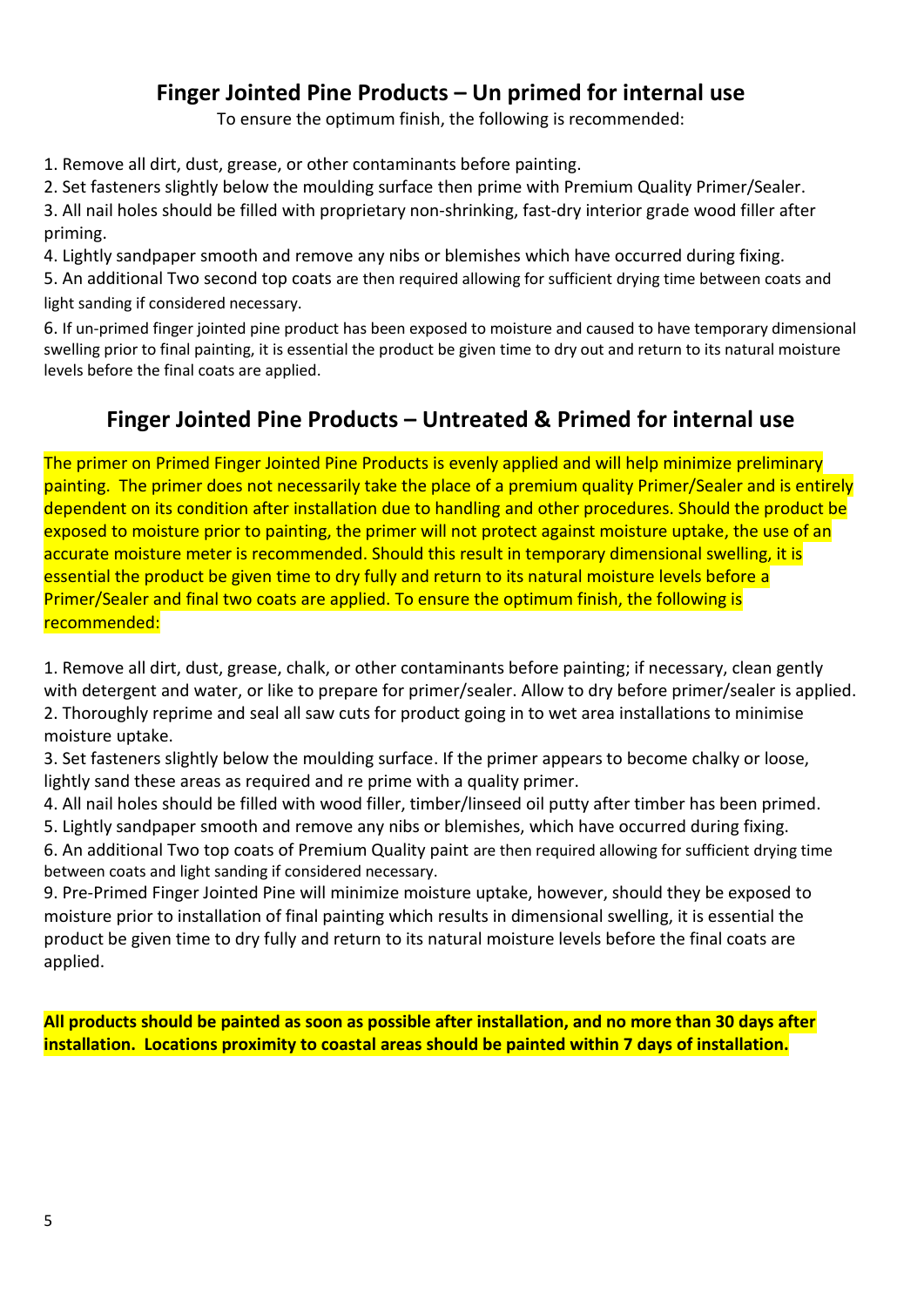## Finger Jointed Pine Products – Un primed for internal use

To ensure the optimum finish, the following is recommended:

1. Remove all dirt, dust, grease, or other contaminants before painting.
2. Set fasteners slightly below the moulding surface then prime with Premium Quality Primer/Sealer.
3. All nail holes should be filled with proprietary non-shrinking, fast-dry interior grade wood filler after priming.
4. Lightly sandpaper smooth and remove any nibs or blemishes which have occurred during fixing.
5. An additional Two second top coats are then required allowing for sufficient drying time between coats and light sanding if considered necessary.
6. If un-primed finger jointed pine product has been exposed to moisture and caused to have temporary dimensional swelling prior to final painting, it is essential the product be given time to dry out and return to its natural moisture levels before the final coats are applied.

## Finger Jointed Pine Products – Untreated & Primed for internal use

The primer on Primed Finger Jointed Pine Products is evenly applied and will help minimize preliminary painting. The primer does not necessarily take the place of a premium quality Primer/Sealer and is entirely dependent on its condition after installation due to handling and other procedures. Should the product be exposed to moisture prior to painting, the primer will not protect against moisture uptake, the use of an accurate moisture meter is recommended. Should this result in temporary dimensional swelling, it is essential the product be given time to dry fully and return to its natural moisture levels before a Primer/Sealer and final two coats are applied. To ensure the optimum finish, the following is recommended:

1. Remove all dirt, dust, grease, chalk, or other contaminants before painting; if necessary, clean gently with detergent and water, or like to prepare for primer/sealer. Allow to dry before primer/sealer is applied.
2. Thoroughly reprime and seal all saw cuts for product going in to wet area installations to minimise moisture uptake.
3. Set fasteners slightly below the moulding surface. If the primer appears to become chalky or loose, lightly sand these areas as required and re prime with a quality primer.
4. All nail holes should be filled with wood filler, timber/linseed oil putty after timber has been primed.
5. Lightly sandpaper smooth and remove any nibs or blemishes, which have occurred during fixing.
6. An additional Two top coats of Premium Quality paint are then required allowing for sufficient drying time between coats and light sanding if considered necessary.

9. Pre-Primed Finger Jointed Pine will minimize moisture uptake, however, should they be exposed to moisture prior to installation of final painting which results in dimensional swelling, it is essential the product be given time to dry fully and return to its natural moisture levels before the final coats are applied.

**All products should be painted as soon as possible after installation, and no more than 30 days after installation. Locations proximity to coastal areas should be painted within 7 days of installation.**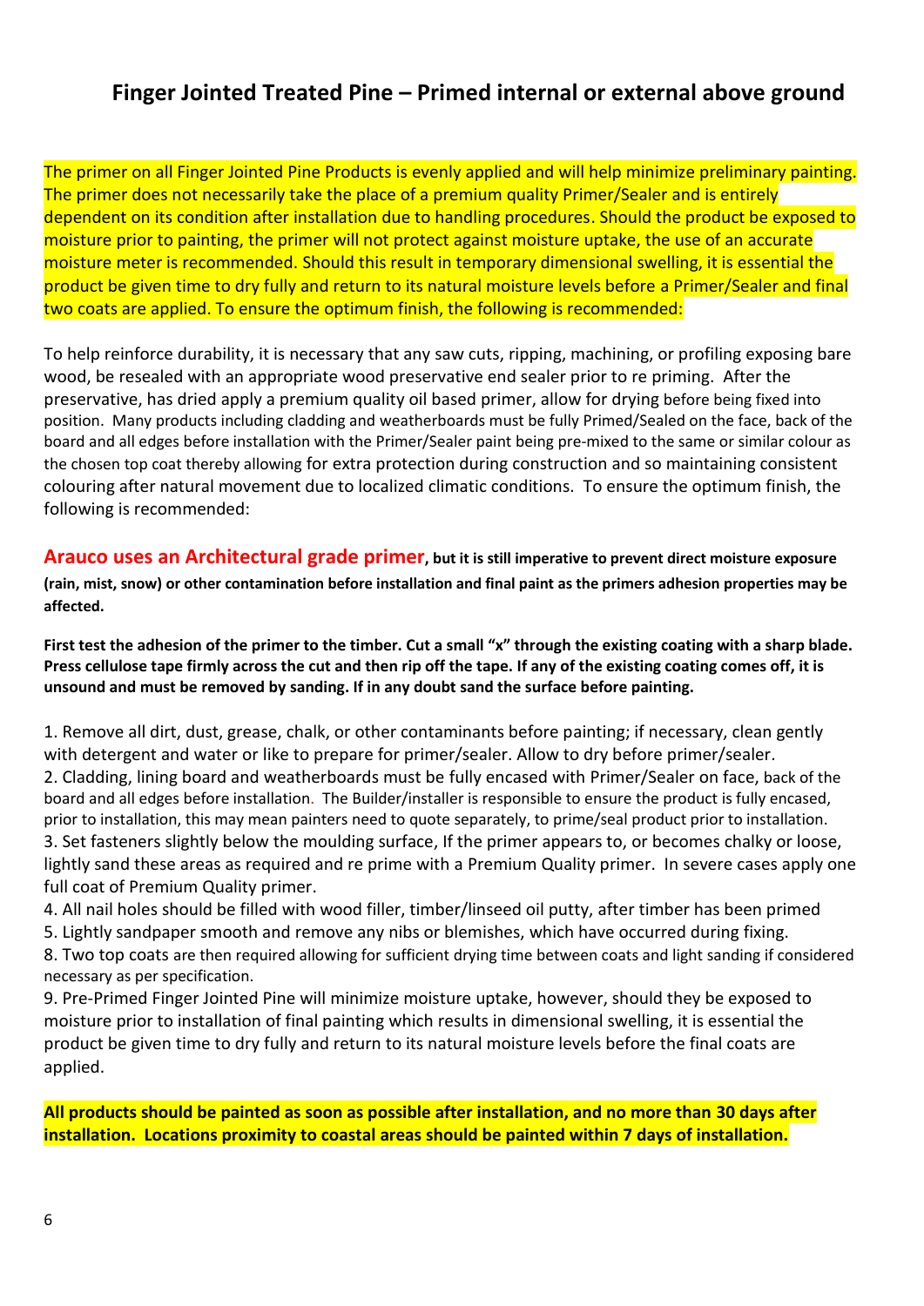## Finger Jointed Treated Pine – Primed internal or external above ground

The primer on all Finger Jointed Pine Products is evenly applied and will help minimize preliminary painting. The primer does not necessarily take the place of a premium quality Primer/Sealer and is entirely dependent on its condition after installation due to handling procedures. Should the product be exposed to moisture prior to painting, the primer will not protect against moisture uptake, the use of an accurate moisture meter is recommended. Should this result in temporary dimensional swelling, it is essential the product be given time to dry fully and return to its natural moisture levels before a Primer/Sealer and final two coats are applied. To ensure the optimum finish, the following is recommended:

To help reinforce durability, it is necessary that any saw cuts, ripping, machining, or profiling exposing bare wood, be resealed with an appropriate wood preservative end sealer prior to re priming. After the preservative, has dried apply a premium quality oil based primer, allow for drying before being fixed into position. Many products including cladding and weatherboards must be fully Primed/Sealed on the face, back of the board and all edges before installation with the Primer/Sealer paint being pre-mixed to the same or similar colour as the chosen top coat thereby allowing for extra protection during construction and so maintaining consistent colouring after natural movement due to localized climatic conditions. To ensure the optimum finish, the following is recommended:

**Arauco uses an Architectural grade primer, but it is still imperative to prevent direct moisture exposure (rain, mist, snow) or other contamination before installation and final paint as the primers adhesion properties may be affected.**

**First test the adhesion of the primer to the timber. Cut a small "x" through the existing coating with a sharp blade. Press cellulose tape firmly across the cut and then rip off the tape. If any of the existing coating comes off, it is unsound and must be removed by sanding. If in any doubt sand the surface before painting.**

1. Remove all dirt, dust, grease, chalk, or other contaminants before painting; if necessary, clean gently with detergent and water or like to prepare for primer/sealer. Allow to dry before primer/sealer.
2. Cladding, lining board and weatherboards must be fully encased with Primer/Sealer on face, back of the board and all edges before installation. The Builder/installer is responsible to ensure the product is fully encased, prior to installation, this may mean painters need to quote separately, to prime/seal product prior to installation.
3. Set fasteners slightly below the moulding surface, If the primer appears to, or becomes chalky or loose, lightly sand these areas as required and re prime with a Premium Quality primer. In severe cases apply one full coat of Premium Quality primer.
4. All nail holes should be filled with wood filler, timber/linseed oil putty, after timber has been primed
5. Lightly sandpaper smooth and remove any nibs or blemishes, which have occurred during fixing.
8. Two top coats are then required allowing for sufficient drying time between coats and light sanding if considered necessary as per specification.
9. Pre-Primed Finger Jointed Pine will minimize moisture uptake, however, should they be exposed to moisture prior to installation of final painting which results in dimensional swelling, it is essential the product be given time to dry fully and return to its natural moisture levels before the final coats are applied.

**All products should be painted as soon as possible after installation, and no more than 30 days after installation. Locations proximity to coastal areas should be painted within 7 days of installation.**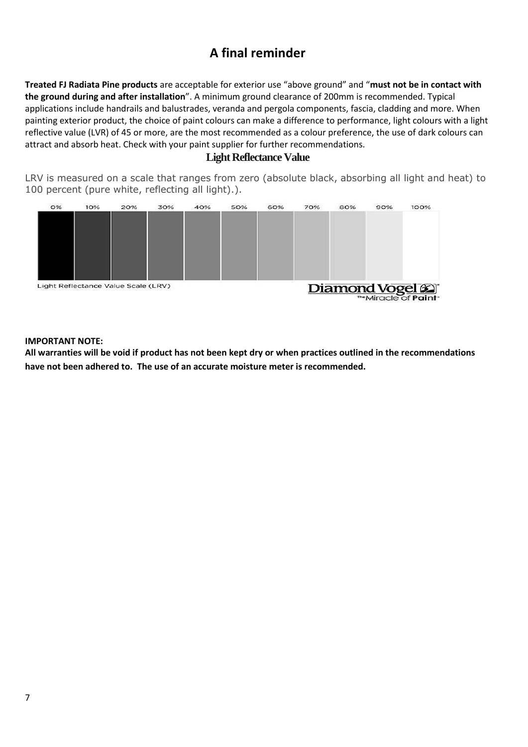# A final reminder

**Treated FJ Radiata Pine products** are acceptable for exterior use "above ground" and "**must not be in contact with the ground during and after installation**". A minimum ground clearance of 200mm is recommended. Typical applications include handrails and balustrades, veranda and pergola components, fascia, cladding and more. When painting exterior product, the choice of paint colours can make a difference to performance, light colours with a light reflective value (LVR) of 45 or more, are the most recommended as a colour preference, the use of dark colours can attract and absorb heat. Check with your paint supplier for further recommendations.

## Light Reflectance Value

LRV is measured on a scale that ranges from zero (absolute black, absorbing all light and heat) to 100 percent (pure white, reflecting all light).).

0% 10% 20% 30% 40% 50% 60% 70% 80% 90% 100%

Light Reflectance Value Scale (LRV)

Diamond Vogel The Miracle of Paint

**IMPORTANT NOTE:**

**All warranties will be void if product has not been kept dry or when practices outlined in the recommendations have not been adhered to. The use of an accurate moisture meter is recommended.**